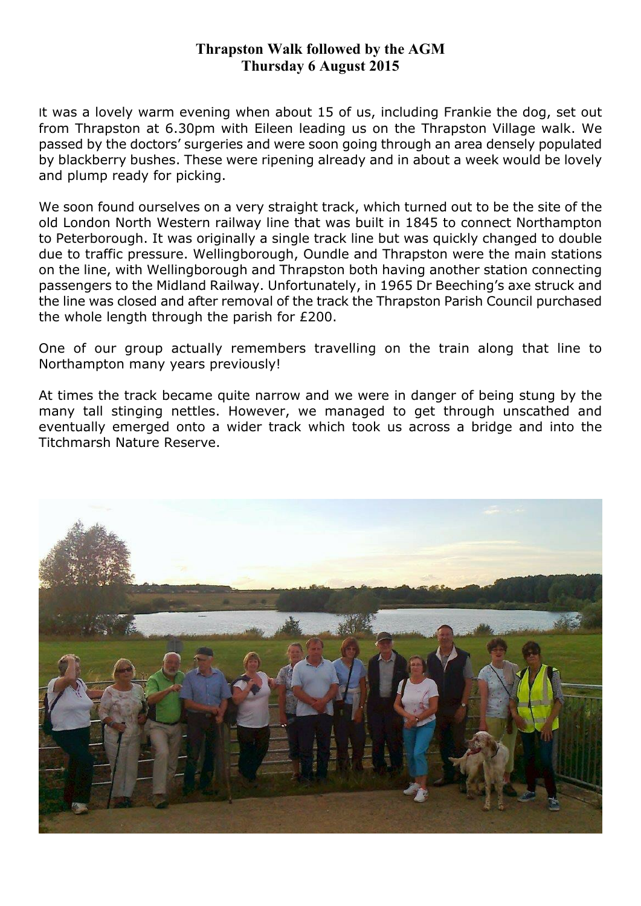**Thrapston Walk followed by the AGM**
**Thursday 6 August 2015**

It was a lovely warm evening when about 15 of us, including Frankie the dog, set out from Thrapston at 6.30pm with Eileen leading us on the Thrapston Village walk. We passed by the doctors' surgeries and were soon going through an area densely populated by blackberry bushes. These were ripening already and in about a week would be lovely and plump ready for picking.

We soon found ourselves on a very straight track, which turned out to be the site of the old London North Western railway line that was built in 1845 to connect Northampton to Peterborough. It was originally a single track line but was quickly changed to double due to traffic pressure. Wellingborough, Oundle and Thrapston were the main stations on the line, with Wellingborough and Thrapston both having another station connecting passengers to the Midland Railway. Unfortunately, in 1965 Dr Beeching's axe struck and the line was closed and after removal of the track the Thrapston Parish Council purchased the whole length through the parish for £200.

One of our group actually remembers travelling on the train along that line to Northampton many years previously!

At times the track became quite narrow and we were in danger of being stung by the many tall stinging nettles. However, we managed to get through unscathed and eventually emerged onto a wider track which took us across a bridge and into the Titchmarsh Nature Reserve.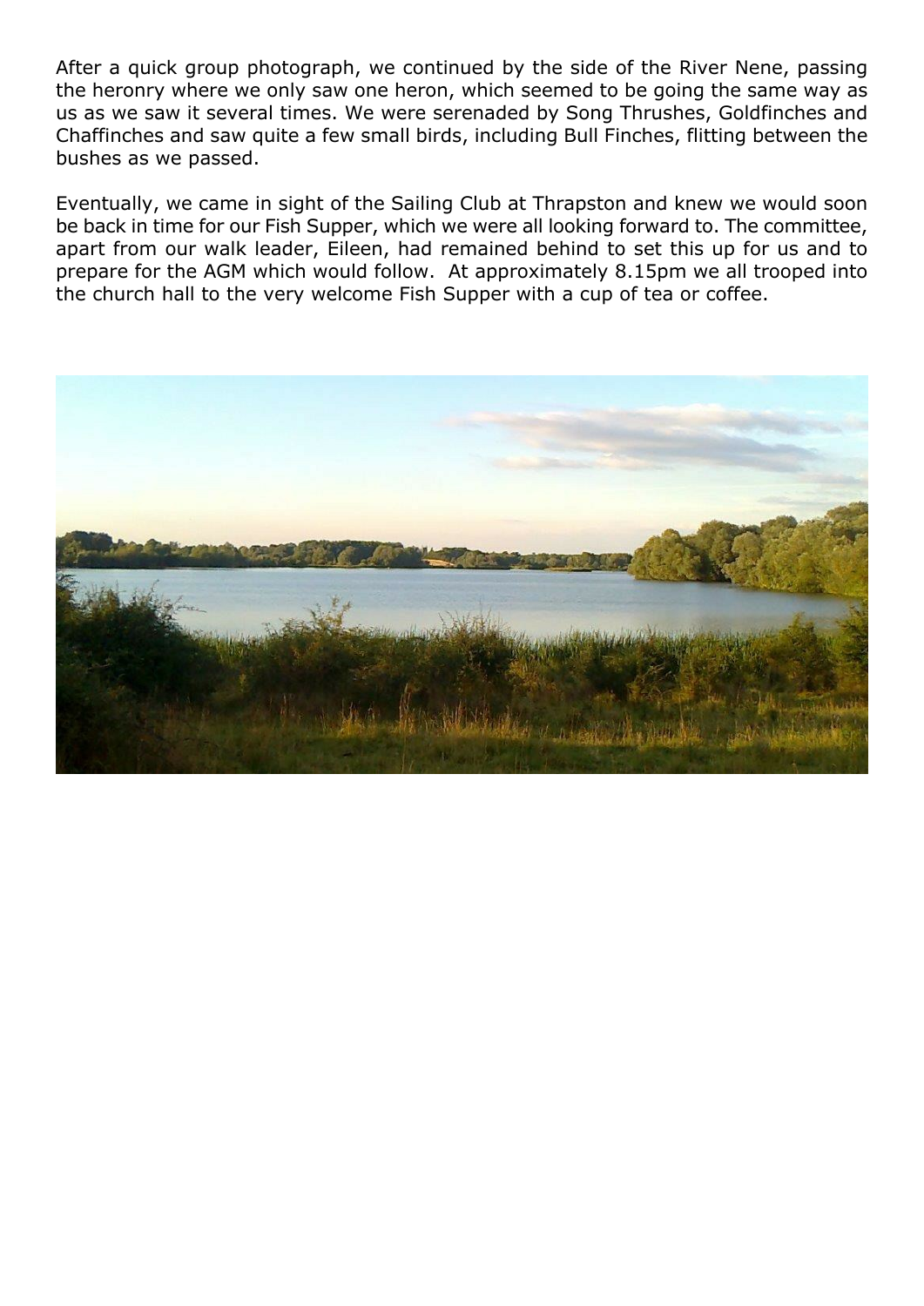After a quick group photograph, we continued by the side of the River Nene, passing the heronry where we only saw one heron, which seemed to be going the same way as us as we saw it several times. We were serenaded by Song Thrushes, Goldfinches and Chaffinches and saw quite a few small birds, including Bull Finches, flitting between the bushes as we passed.

Eventually, we came in sight of the Sailing Club at Thrapston and knew we would soon be back in time for our Fish Supper, which we were all looking forward to. The committee, apart from our walk leader, Eileen, had remained behind to set this up for us and to prepare for the AGM which would follow. At approximately 8.15pm we all trooped into the church hall to the very welcome Fish Supper with a cup of tea or coffee.